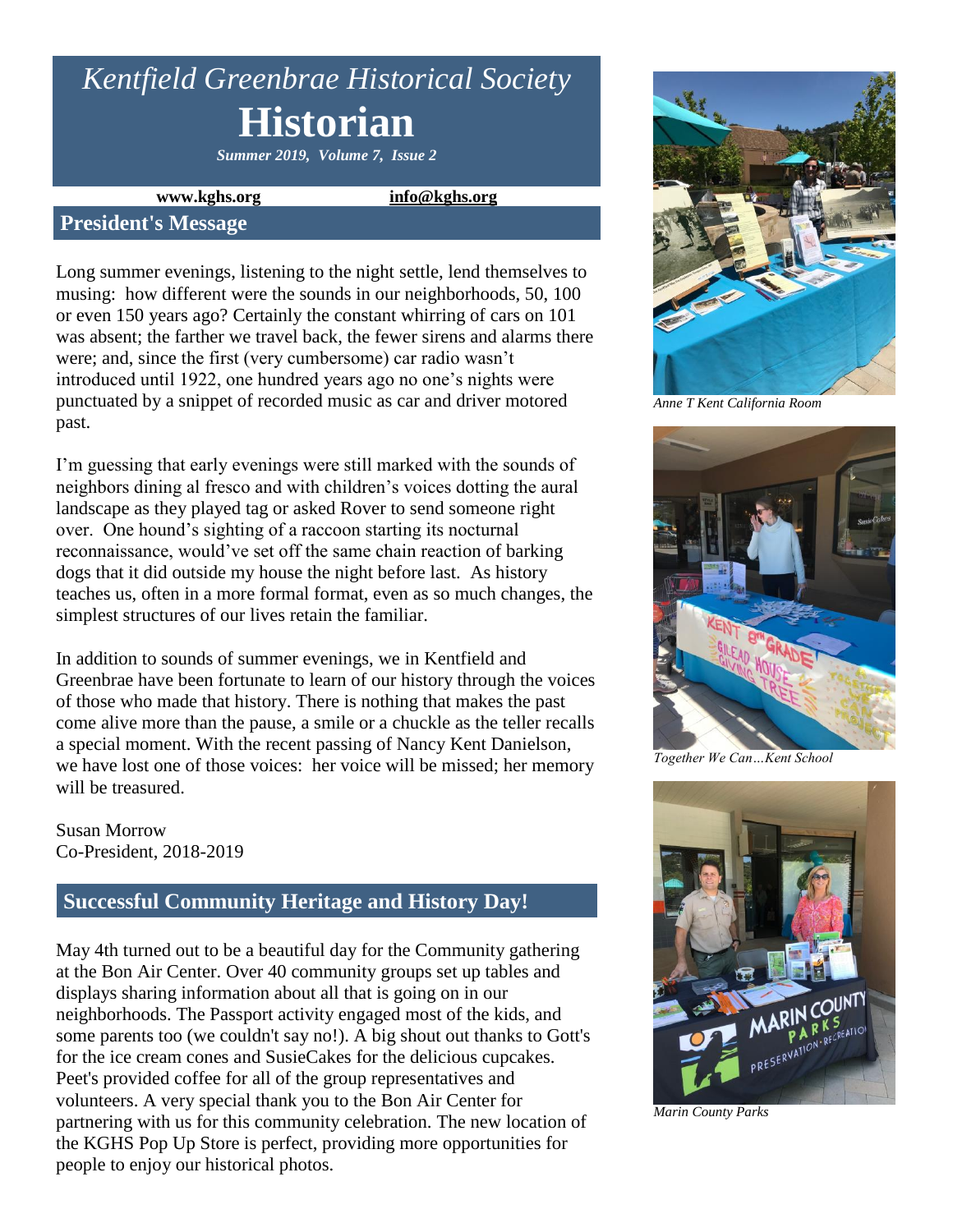# *Kentfield Greenbrae Historical Society*

# Historian

***Summer 2019, Volume 7, Issue 2***

**www.kghs.org** **info@kghs.org**

## President's Message

Long summer evenings, listening to the night settle, lend themselves to musing: how different were the sounds in our neighborhoods, 50, 100 or even 150 years ago? Certainly the constant whirring of cars on 101 was absent; the farther we travel back, the fewer sirens and alarms there were; and, since the first (very cumbersome) car radio wasn't introduced until 1922, one hundred years ago no one's nights were punctuated by a snippet of recorded music as car and driver motored past.

I'm guessing that early evenings were still marked with the sounds of neighbors dining al fresco and with children's voices dotting the aural landscape as they played tag or asked Rover to send someone right over. One hound's sighting of a raccoon starting its nocturnal reconnaissance, would've set off the same chain reaction of barking dogs that it did outside my house the night before last. As history teaches us, often in a more formal format, even as so much changes, the simplest structures of our lives retain the familiar.

In addition to sounds of summer evenings, we in Kentfield and Greenbrae have been fortunate to learn of our history through the voices of those who made that history. There is nothing that makes the past come alive more than the pause, a smile or a chuckle as the teller recalls a special moment. With the recent passing of Nancy Kent Danielson, we have lost one of those voices: her voice will be missed; her memory will be treasured.

Susan Morrow
Co-President, 2018-2019

## Successful Community Heritage and History Day!

May 4th turned out to be a beautiful day for the Community gathering at the Bon Air Center. Over 40 community groups set up tables and displays sharing information about all that is going on in our neighborhoods. The Passport activity engaged most of the kids, and some parents too (we couldn't say no!). A big shout out thanks to Gott's for the ice cream cones and SusieCakes for the delicious cupcakes. Peet's provided coffee for all of the group representatives and volunteers. A very special thank you to the Bon Air Center for partnering with us for this community celebration. The new location of the KGHS Pop Up Store is perfect, providing more opportunities for people to enjoy our historical photos.

*Anne T Kent California Room*

*Together We Can…Kent School*

*Marin County Parks*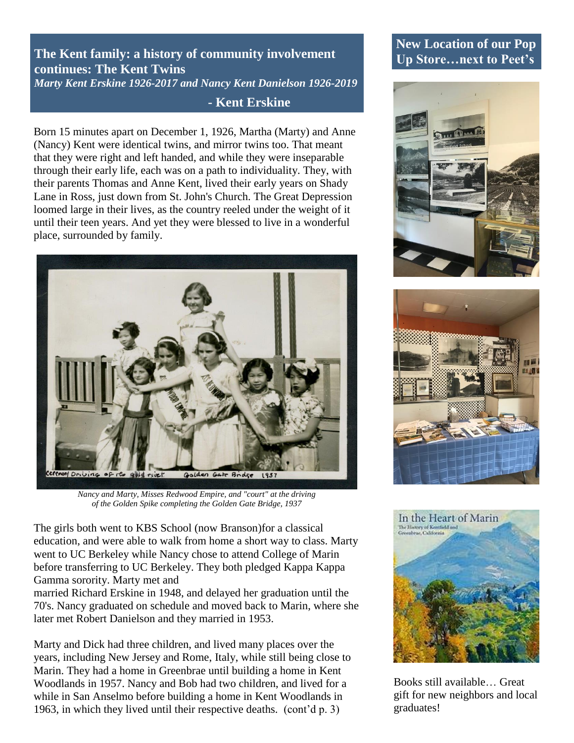## The Kent family: a history of community involvement continues: The Kent Twins

*Marty Kent Erskine 1926-2017 and Nancy Kent Danielson 1926-2019*

**- Kent Erskine**

Born 15 minutes apart on December 1, 1926, Martha (Marty) and Anne (Nancy) Kent were identical twins, and mirror twins too. That meant that they were right and left handed, and while they were inseparable through their early life, each was on a path to individuality. They, with their parents Thomas and Anne Kent, lived their early years on Shady Lane in Ross, just down from St. John's Church. The Great Depression loomed large in their lives, as the country reeled under the weight of it until their teen years. And yet they were blessed to live in a wonderful place, surrounded by family.

*Nancy and Marty, Misses Redwood Empire, and "court" at the driving of the Golden Spike completing the Golden Gate Bridge, 1937*

The girls both went to KBS School (now Branson)for a classical education, and were able to walk from home a short way to class. Marty went to UC Berkeley while Nancy chose to attend College of Marin before transferring to UC Berkeley. They both pledged Kappa Kappa Gamma sorority. Marty met and married Richard Erskine in 1948, and delayed her graduation until the 70's. Nancy graduated on schedule and moved back to Marin, where she later met Robert Danielson and they married in 1953.

Marty and Dick had three children, and lived many places over the years, including New Jersey and Rome, Italy, while still being close to Marin. They had a home in Greenbrae until building a home in Kent Woodlands in 1957. Nancy and Bob had two children, and lived for a while in San Anselmo before building a home in Kent Woodlands in 1963, in which they lived until their respective deaths. (cont'd p. 3)

## New Location of our Pop Up Store…next to Peet's

Books still available… Great gift for new neighbors and local graduates!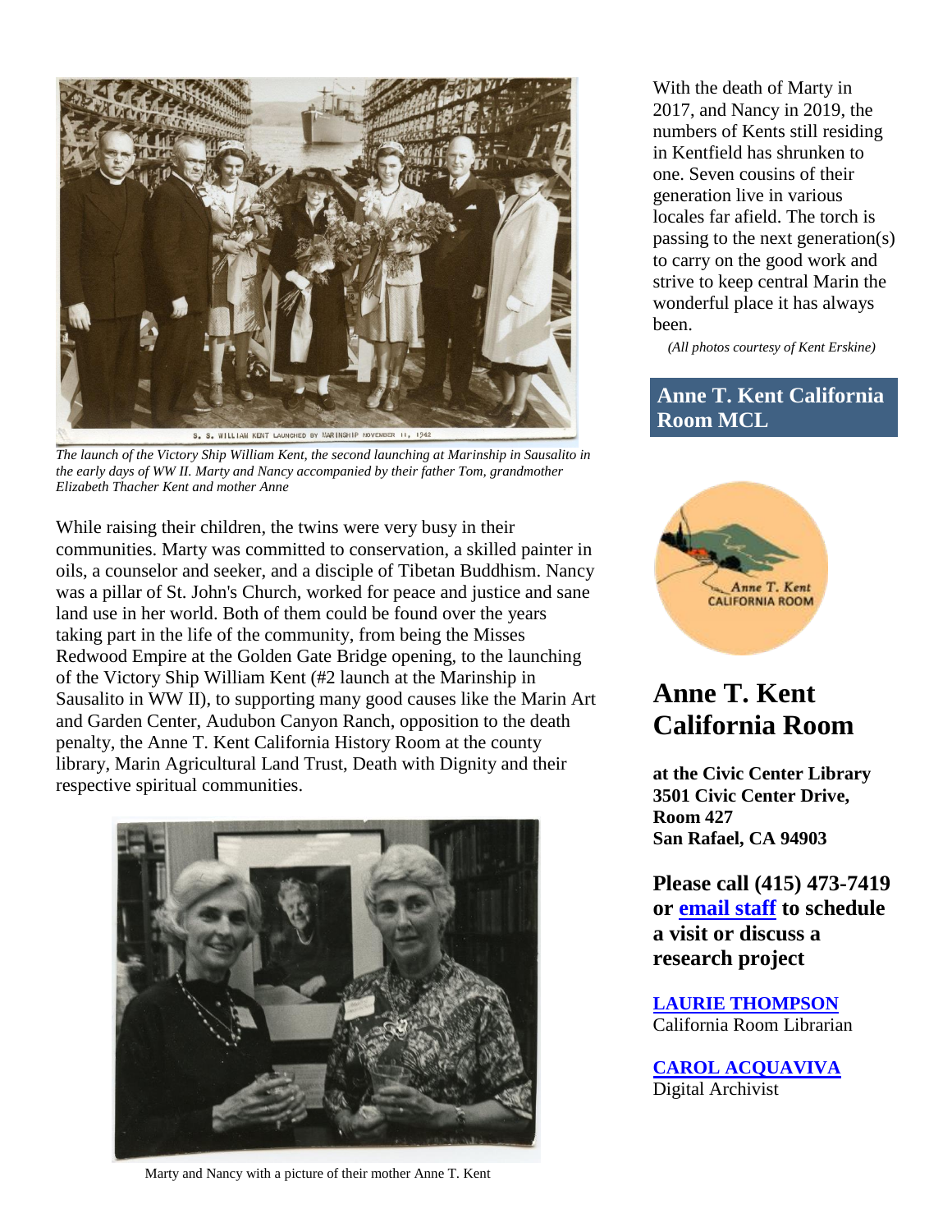The launch of the Victory Ship William Kent, the second launching at Marinship in Sausalito in the early days of WW II. Marty and Nancy accompanied by their father Tom, grandmother Elizabeth Thacher Kent and mother Anne

While raising their children, the twins were very busy in their communities. Marty was committed to conservation, a skilled painter in oils, a counselor and seeker, and a disciple of Tibetan Buddhism. Nancy was a pillar of St. John's Church, worked for peace and justice and sane land use in her world. Both of them could be found over the years taking part in the life of the community, from being the Misses Redwood Empire at the Golden Gate Bridge opening, to the launching of the Victory Ship William Kent (#2 launch at the Marinship in Sausalito in WW II), to supporting many good causes like the Marin Art and Garden Center, Audubon Canyon Ranch, opposition to the death penalty, the Anne T. Kent California History Room at the county library, Marin Agricultural Land Trust, Death with Dignity and their respective spiritual communities.

Marty and Nancy with a picture of their mother Anne T. Kent

With the death of Marty in 2017, and Nancy in 2019, the numbers of Kents still residing in Kentfield has shrunken to one. Seven cousins of their generation live in various locales far afield. The torch is passing to the next generation(s) to carry on the good work and strive to keep central Marin the wonderful place it has always been.

*(All photos courtesy of Kent Erskine)*

**Anne T. Kent California Room MCL**

# Anne T. Kent California Room

**at the Civic Center Library**
**3501 Civic Center Drive,**
**Room 427**
**San Rafael, CA 94903**

**Please call (415) 473-7419 or email staff to schedule a visit or discuss a research project**

LAURIE THOMPSON
California Room Librarian

CAROL ACQUAVIVA
Digital Archivist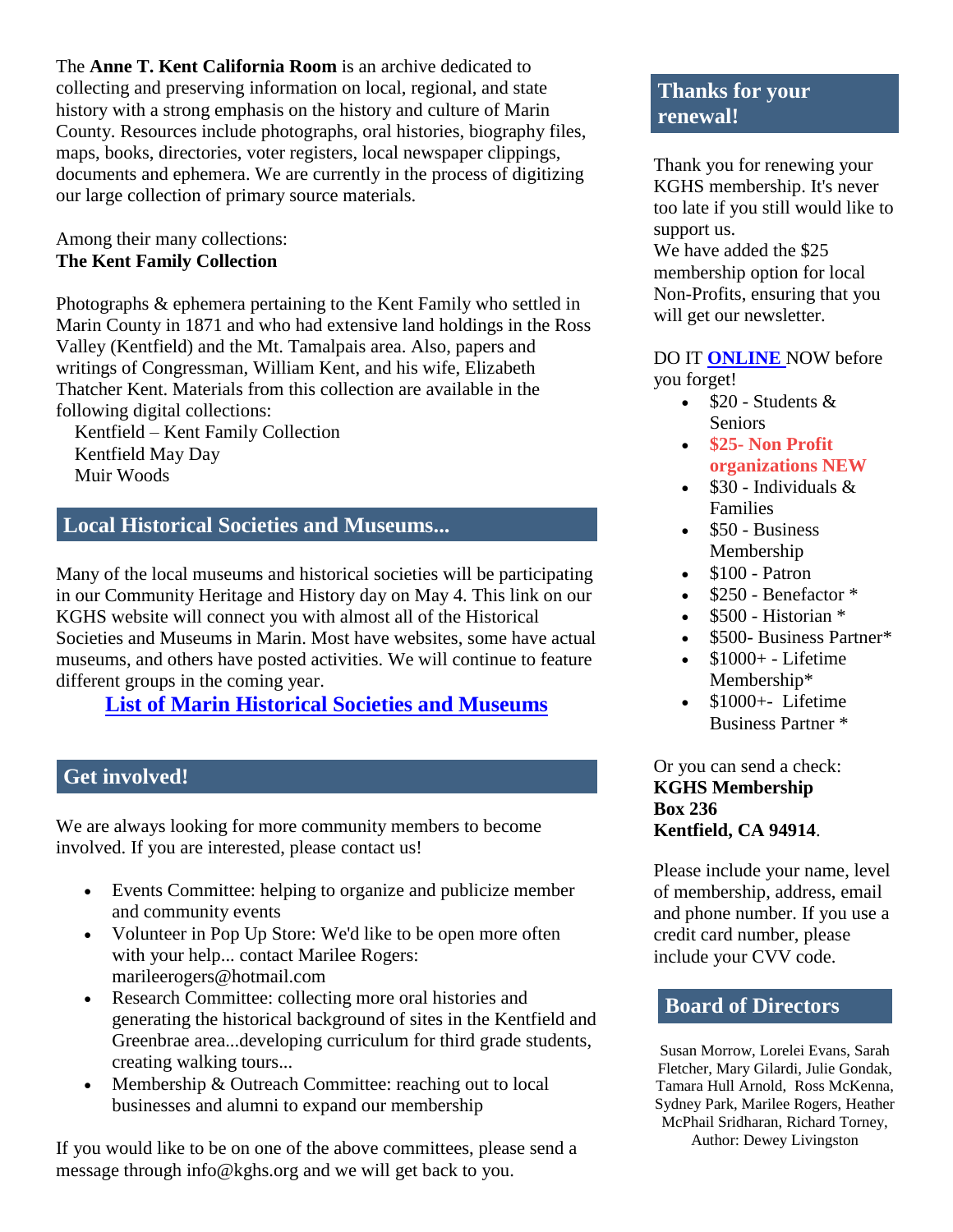The **Anne T. Kent California Room** is an archive dedicated to collecting and preserving information on local, regional, and state history with a strong emphasis on the history and culture of Marin County. Resources include photographs, oral histories, biography files, maps, books, directories, voter registers, local newspaper clippings, documents and ephemera. We are currently in the process of digitizing our large collection of primary source materials.

Among their many collections:
**The Kent Family Collection**

Photographs & ephemera pertaining to the Kent Family who settled in Marin County in 1871 and who had extensive land holdings in the Ross Valley (Kentfield) and the Mt. Tamalpais area. Also, papers and writings of Congressman, William Kent, and his wife, Elizabeth Thatcher Kent. Materials from this collection are available in the following digital collections:

Kentfield – Kent Family Collection
Kentfield May Day
Muir Woods

## Local Historical Societies and Museums...

Many of the local museums and historical societies will be participating in our Community Heritage and History day on May 4. This link on our KGHS website will connect you with almost all of the Historical Societies and Museums in Marin. Most have websites, some have actual museums, and others have posted activities. We will continue to feature different groups in the coming year.

**List of Marin Historical Societies and Museums**

## Get involved!

We are always looking for more community members to become involved. If you are interested, please contact us!

- Events Committee: helping to organize and publicize member and community events
- Volunteer in Pop Up Store: We'd like to be open more often with your help... contact Marilee Rogers: marileerogers@hotmail.com
- Research Committee: collecting more oral histories and generating the historical background of sites in the Kentfield and Greenbrae area...developing curriculum for third grade students, creating walking tours...
- Membership & Outreach Committee: reaching out to local businesses and alumni to expand our membership

If you would like to be on one of the above committees, please send a message through info@kghs.org and we will get back to you.

## Thanks for your renewal!

Thank you for renewing your KGHS membership. It's never too late if you still would like to support us.
We have added the $25 membership option for local Non-Profits, ensuring that you will get our newsletter.

DO IT **ONLINE** NOW before you forget!

- $20 - Students & Seniors
- **$25- Non Profit organizations NEW**
- $30 - Individuals & Families
- $50 - Business Membership
- $100 - Patron
- $250 - Benefactor *
- $500 - Historian *
- $500- Business Partner*
- $1000+ - Lifetime Membership*
- $1000+- Lifetime Business Partner *

Or you can send a check:
**KGHS Membership**
**Box 236**
**Kentfield, CA 94914**.

Please include your name, level of membership, address, email and phone number. If you use a credit card number, please include your CVV code.

## Board of Directors

Susan Morrow, Lorelei Evans, Sarah Fletcher, Mary Gilardi, Julie Gondak, Tamara Hull Arnold, Ross McKenna, Sydney Park, Marilee Rogers, Heather McPhail Sridharan, Richard Torney, Author: Dewey Livingston